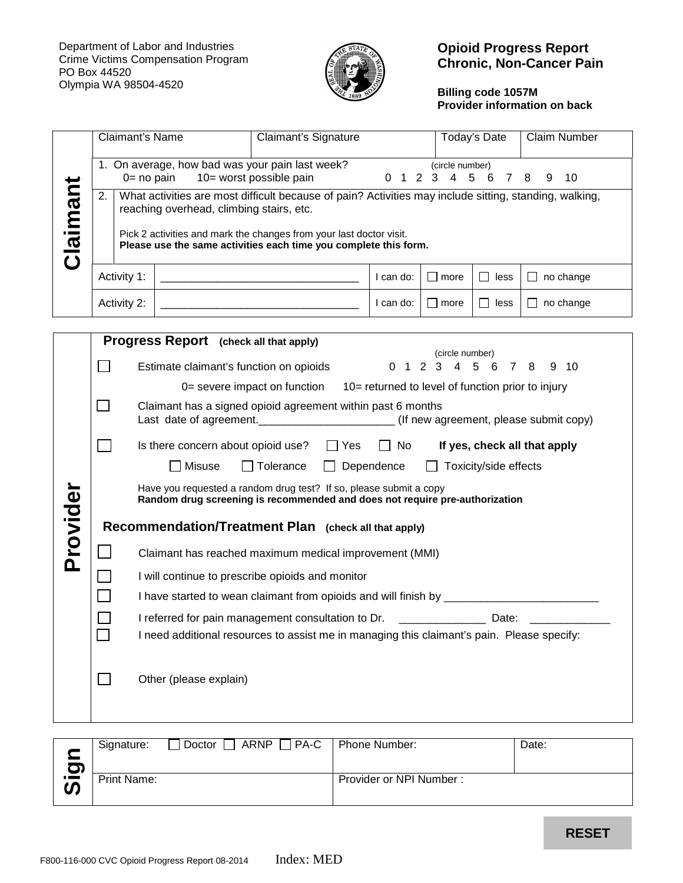Department of Labor and Industries
Crime Victims Compensation Program
PO Box 44520
Olympia WA 98504-4520

# Opioid Progress Report
# Chronic, Non-Cancer Pain

**Billing code 1057M**
**Provider information on back**

## Claimant

| Claimant's Name | Claimant's Signature | Today's Date | Claim Number |
|---|---|---|---|
| | | | |

1. On average, how bad was your pain last week? (circle number)
   0= no pain 10= worst possible pain 0 1 2 3 4 5 6 7 8 9 10

2. What activities are most difficult because of pain? Activities may include sitting, standing, walking, reaching overhead, climbing stairs, etc.

   Pick 2 activities and mark the changes from your last doctor visit.
   **Please use the same activities each time you complete this form.**

| | | | | | |
|---|---|---|---|---|---|
| Activity 1: | ________________________________ | I can do: | ☐ more | ☐ less | ☐ no change |
| Activity 2: | ________________________________ | I can do: | ☐ more | ☐ less | ☐ no change |

## Provider

### Progress Report (check all that apply)

☐ Estimate claimant's function on opioids (circle number) 0 1 2 3 4 5 6 7 8 9 10

0= severe impact on function 10= returned to level of function prior to injury

☐ Claimant has a signed opioid agreement within past 6 months
Last date of agreement.______________________ (If new agreement, please submit copy)

☐ Is there concern about opioid use? ☐ Yes ☐ No **If yes, check all that apply**

☐ Misuse ☐ Tolerance ☐ Dependence ☐ Toxicity/side effects

Have you requested a random drug test? If so, please submit a copy
**Random drug screening is recommended and does not require pre-authorization**

### Recommendation/Treatment Plan (check all that apply)

☐ Claimant has reached maximum medical improvement (MMI)

☐ I will continue to prescribe opioids and monitor

☐ I have started to wean claimant from opioids and will finish by ________________________

☐ I referred for pain management consultation to Dr. ______________ Date: _____________

☐ I need additional resources to assist me in managing this claimant's pain. Please specify:

☐ Other (please explain)

## Sign

| Signature: ☐ Doctor ☐ ARNP ☐ PA-C | Phone Number: | Date: |
|---|---|---|
| Print Name: | Provider or NPI Number : | |

RESET

F800-116-000 CVC Opioid Progress Report 08-2014 Index: MED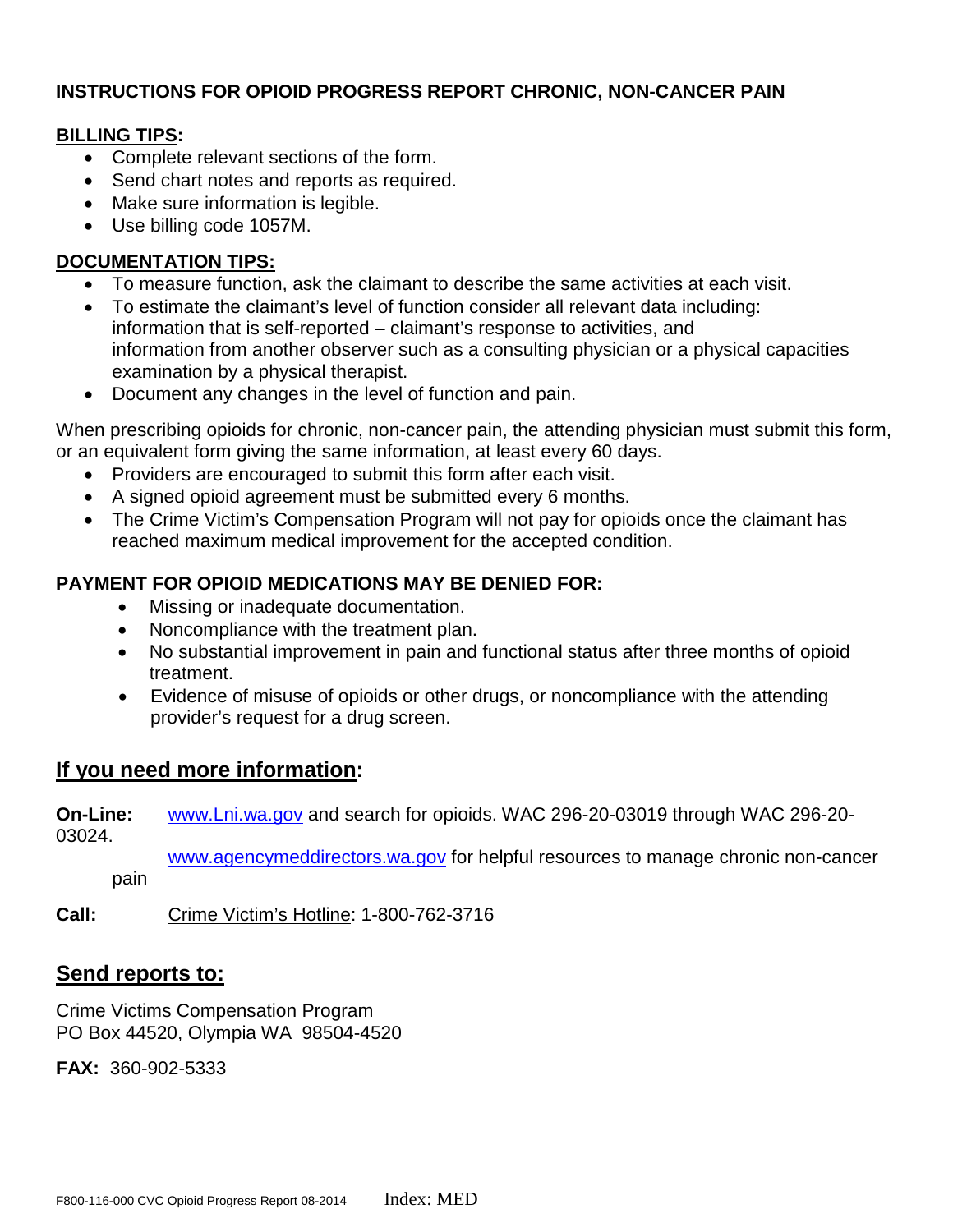# INSTRUCTIONS FOR OPIOID PROGRESS REPORT CHRONIC, NON-CANCER PAIN

**BILLING TIPS:**

- Complete relevant sections of the form.
- Send chart notes and reports as required.
- Make sure information is legible.
- Use billing code 1057M.

**DOCUMENTATION TIPS:**

- To measure function, ask the claimant to describe the same activities at each visit.
- To estimate the claimant's level of function consider all relevant data including: information that is self-reported – claimant's response to activities, and information from another observer such as a consulting physician or a physical capacities examination by a physical therapist.
- Document any changes in the level of function and pain.

When prescribing opioids for chronic, non-cancer pain, the attending physician must submit this form, or an equivalent form giving the same information, at least every 60 days.

- Providers are encouraged to submit this form after each visit.
- A signed opioid agreement must be submitted every 6 months.
- The Crime Victim's Compensation Program will not pay for opioids once the claimant has reached maximum medical improvement for the accepted condition.

**PAYMENT FOR OPIOID MEDICATIONS MAY BE DENIED FOR:**

- Missing or inadequate documentation.
- Noncompliance with the treatment plan.
- No substantial improvement in pain and functional status after three months of opioid treatment.
- Evidence of misuse of opioids or other drugs, or noncompliance with the attending provider's request for a drug screen.

## If you need more information:

**On-Line:** www.Lni.wa.gov and search for opioids. WAC 296-20-03019 through WAC 296-20-03024.

www.agencymeddirectors.wa.gov for helpful resources to manage chronic non-cancer pain

**Call:** Crime Victim's Hotline: 1-800-762-3716

## Send reports to:

Crime Victims Compensation Program
PO Box 44520, Olympia WA 98504-4520

**FAX:** 360-902-5333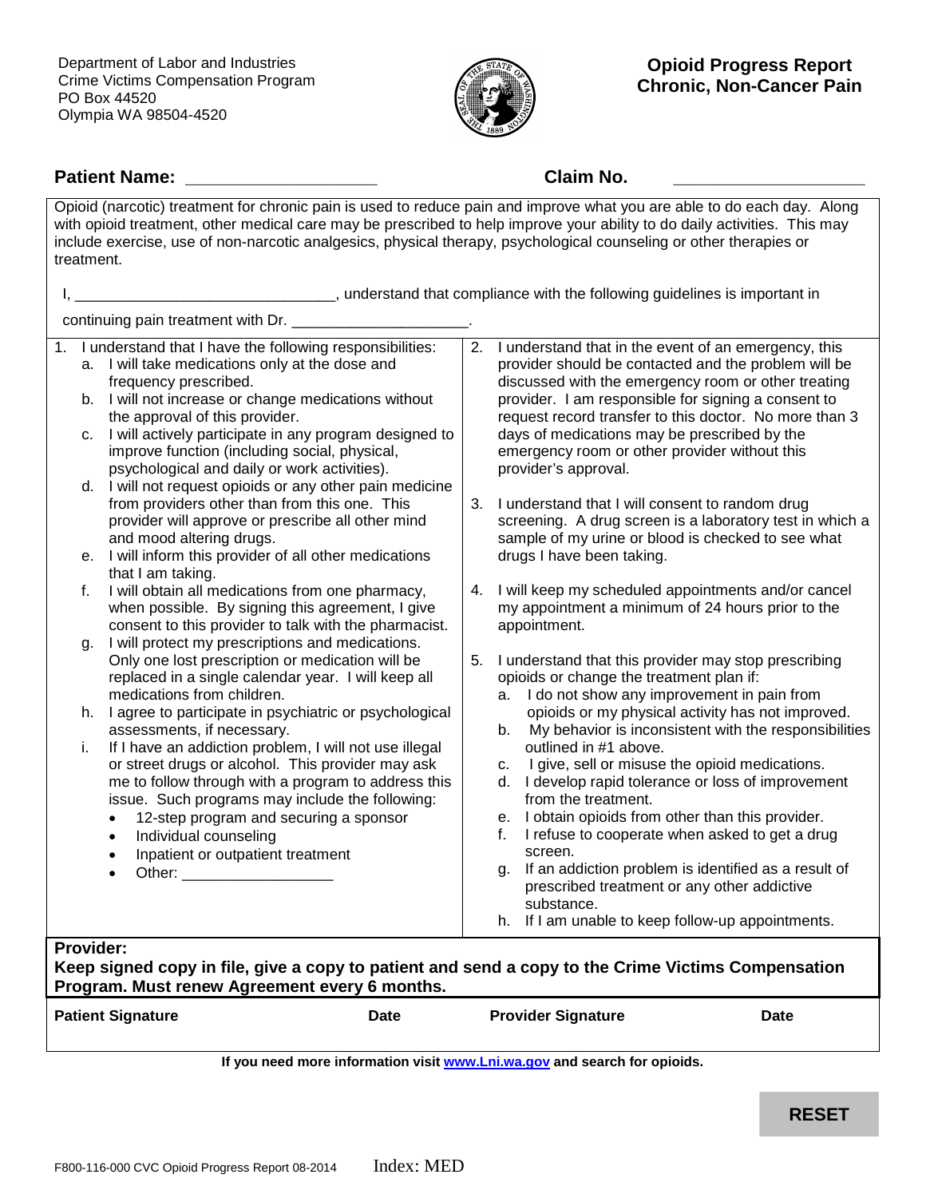Department of Labor and Industries
Crime Victims Compensation Program
PO Box 44520
Olympia WA 98504-4520

# Opioid Progress Report
## Chronic, Non-Cancer Pain

**Patient Name:** ____________________ **Claim No.** ____________________

Opioid (narcotic) treatment for chronic pain is used to reduce pain and improve what you are able to do each day. Along with opioid treatment, other medical care may be prescribed to help improve your ability to do daily activities. This may include exercise, use of non-narcotic analgesics, physical therapy, psychological counseling or other therapies or treatment.

I, ______________________________, understand that compliance with the following guidelines is important in continuing pain treatment with Dr. ____________________.

1. I understand that I have the following responsibilities:
   a. I will take medications only at the dose and frequency prescribed.
   b. I will not increase or change medications without the approval of this provider.
   c. I will actively participate in any program designed to improve function (including social, physical, psychological and daily or work activities).
   d. I will not request opioids or any other pain medicine from providers other than from this one. This provider will approve or prescribe all other mind and mood altering drugs.
   e. I will inform this provider of all other medications that I am taking.
   f. I will obtain all medications from one pharmacy, when possible. By signing this agreement, I give consent to this provider to talk with the pharmacist.
   g. I will protect my prescriptions and medications. Only one lost prescription or medication will be replaced in a single calendar year. I will keep all medications from children.
   h. I agree to participate in psychiatric or psychological assessments, if necessary.
   i. If I have an addiction problem, I will not use illegal or street drugs or alcohol. This provider may ask me to follow through with a program to address this issue. Such programs may include the following:
      - 12-step program and securing a sponsor
      - Individual counseling
      - Inpatient or outpatient treatment
      - Other: __________________

2. I understand that in the event of an emergency, this provider should be contacted and the problem will be discussed with the emergency room or other treating provider. I am responsible for signing a consent to request record transfer to this doctor. No more than 3 days of medications may be prescribed by the emergency room or other provider without this provider's approval.

3. I understand that I will consent to random drug screening. A drug screen is a laboratory test in which a sample of my urine or blood is checked to see what drugs I have been taking.

4. I will keep my scheduled appointments and/or cancel my appointment a minimum of 24 hours prior to the appointment.

5. I understand that this provider may stop prescribing opioids or change the treatment plan if:
   a. I do not show any improvement in pain from opioids or my physical activity has not improved.
   b. My behavior is inconsistent with the responsibilities outlined in #1 above.
   c. I give, sell or misuse the opioid medications.
   d. I develop rapid tolerance or loss of improvement from the treatment.
   e. I obtain opioids from other than this provider.
   f. I refuse to cooperate when asked to get a drug screen.
   g. If an addiction problem is identified as a result of prescribed treatment or any other addictive substance.
   h. If I am unable to keep follow-up appointments.

**Provider:**
**Keep signed copy in file, give a copy to patient and send a copy to the Crime Victims Compensation Program. Must renew Agreement every 6 months.**

| **Patient Signature** | **Date** | **Provider Signature** | **Date** |
|---|---|---|---|
| | | | |

**If you need more information visit www.Lni.wa.gov and search for opioids.**

RESET

F800-116-000 CVC Opioid Progress Report 08-2014 Index: MED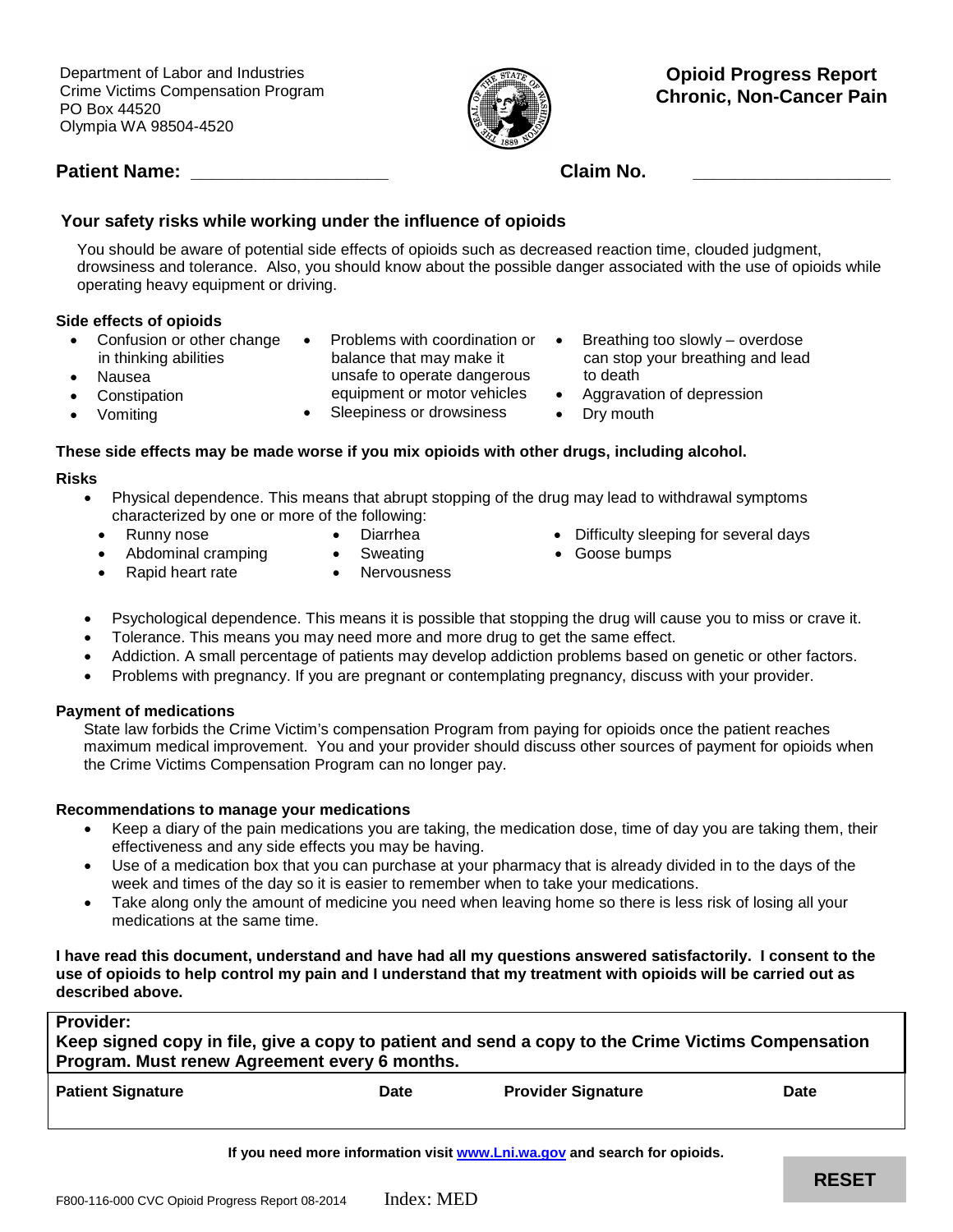Department of Labor and Industries
Crime Victims Compensation Program
PO Box 44520
Olympia WA 98504-4520

# Opioid Progress Report Chronic, Non-Cancer Pain

**Patient Name:** ____________________ **Claim No.** ____________________

## Your safety risks while working under the influence of opioids

You should be aware of potential side effects of opioids such as decreased reaction time, clouded judgment, drowsiness and tolerance. Also, you should know about the possible danger associated with the use of opioids while operating heavy equipment or driving.

### Side effects of opioids

- Confusion or other change in thinking abilities
- Nausea
- Constipation
- Vomiting
- Problems with coordination or balance that may make it unsafe to operate dangerous equipment or motor vehicles
- Sleepiness or drowsiness
- Breathing too slowly – overdose can stop your breathing and lead to death
- Aggravation of depression
- Dry mouth

**These side effects may be made worse if you mix opioids with other drugs, including alcohol.**

### Risks

- Physical dependence. This means that abrupt stopping of the drug may lead to withdrawal symptoms characterized by one or more of the following:
  - Runny nose
  - Abdominal cramping
  - Rapid heart rate
  - Diarrhea
  - Sweating
  - Nervousness
  - Difficulty sleeping for several days
  - Goose bumps
- Psychological dependence. This means it is possible that stopping the drug will cause you to miss or crave it.
- Tolerance. This means you may need more and more drug to get the same effect.
- Addiction. A small percentage of patients may develop addiction problems based on genetic or other factors.
- Problems with pregnancy. If you are pregnant or contemplating pregnancy, discuss with your provider.

### Payment of medications

State law forbids the Crime Victim's compensation Program from paying for opioids once the patient reaches maximum medical improvement. You and your provider should discuss other sources of payment for opioids when the Crime Victims Compensation Program can no longer pay.

### Recommendations to manage your medications

- Keep a diary of the pain medications you are taking, the medication dose, time of day you are taking them, their effectiveness and any side effects you may be having.
- Use of a medication box that you can purchase at your pharmacy that is already divided in to the days of the week and times of the day so it is easier to remember when to take your medications.
- Take along only the amount of medicine you need when leaving home so there is less risk of losing all your medications at the same time.

**I have read this document, understand and have had all my questions answered satisfactorily. I consent to the use of opioids to help control my pain and I understand that my treatment with opioids will be carried out as described above.**

**Provider:**
**Keep signed copy in file, give a copy to patient and send a copy to the Crime Victims Compensation Program. Must renew Agreement every 6 months.**

| Patient Signature | Date | Provider Signature | Date |
| --- | --- | --- | --- |
| | | | |

**If you need more information visit www.Lni.wa.gov and search for opioids.**

RESET

F800-116-000 CVC Opioid Progress Report 08-2014 Index: MED